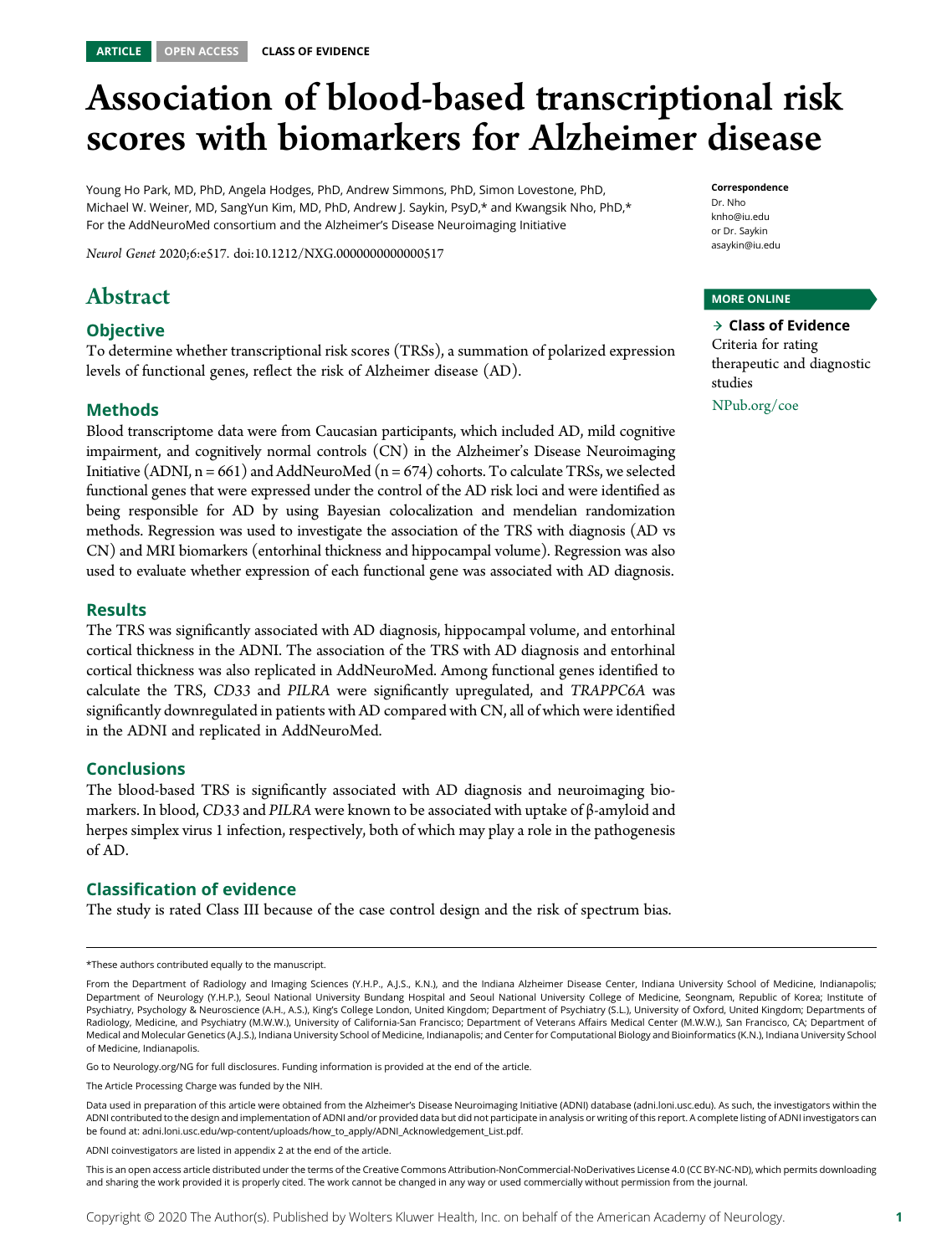ARTICLE OPEN ACCESS CLASS OF EVIDENCE

# Association of blood-based transcriptional risk scores with biomarkers for Alzheimer disease

Young Ho Park, MD, PhD, Angela Hodges, PhD, Andrew Simmons, PhD, Simon Lovestone, PhD, Michael W. Weiner, MD, SangYun Kim, MD, PhD, Andrew J. Saykin, PsyD,* and Kwangsik Nho, PhD,* For the AddNeuroMed consortium and the Alzheimer's Disease Neuroimaging Initiative

*Neurol Genet* 2020;6:e517. doi:10.1212/NXG.0000000000000517

**Correspondence**
Dr. Nho
knho@iu.edu
or Dr. Saykin
asaykin@iu.edu

**MORE ONLINE**

→ **Class of Evidence**
Criteria for rating therapeutic and diagnostic studies
NPub.org/coe

## Abstract

### Objective

To determine whether transcriptional risk scores (TRSs), a summation of polarized expression levels of functional genes, reflect the risk of Alzheimer disease (AD).

### Methods

Blood transcriptome data were from Caucasian participants, which included AD, mild cognitive impairment, and cognitively normal controls (CN) in the Alzheimer's Disease Neuroimaging Initiative (ADNI, n = 661) and AddNeuroMed (n = 674) cohorts. To calculate TRSs, we selected functional genes that were expressed under the control of the AD risk loci and were identified as being responsible for AD by using Bayesian colocalization and mendelian randomization methods. Regression was used to investigate the association of the TRS with diagnosis (AD vs CN) and MRI biomarkers (entorhinal thickness and hippocampal volume). Regression was also used to evaluate whether expression of each functional gene was associated with AD diagnosis.

### Results

The TRS was significantly associated with AD diagnosis, hippocampal volume, and entorhinal cortical thickness in the ADNI. The association of the TRS with AD diagnosis and entorhinal cortical thickness was also replicated in AddNeuroMed. Among functional genes identified to calculate the TRS, *CD33* and *PILRA* were significantly upregulated, and *TRAPPC6A* was significantly downregulated in patients with AD compared with CN, all of which were identified in the ADNI and replicated in AddNeuroMed.

### Conclusions

The blood-based TRS is significantly associated with AD diagnosis and neuroimaging biomarkers. In blood, *CD33* and *PILRA* were known to be associated with uptake of β-amyloid and herpes simplex virus 1 infection, respectively, both of which may play a role in the pathogenesis of AD.

### Classification of evidence

The study is rated Class III because of the case control design and the risk of spectrum bias.

---

*These authors contributed equally to the manuscript.

From the Department of Radiology and Imaging Sciences (Y.H.P., A.J.S., K.N.), and the Indiana Alzheimer Disease Center, Indiana University School of Medicine, Indianapolis; Department of Neurology (Y.H.P.), Seoul National University Bundang Hospital and Seoul National University College of Medicine, Seongnam, Republic of Korea; Institute of Psychiatry, Psychology & Neuroscience (A.H., A.S.), King's College London, United Kingdom; Department of Psychiatry (S.L.), University of Oxford, United Kingdom; Departments of Radiology, Medicine, and Psychiatry (M.W.W.), University of California-San Francisco; Department of Veterans Affairs Medical Center (M.W.W.), San Francisco, CA; Department of Medical and Molecular Genetics (A.J.S.), Indiana University School of Medicine, Indianapolis; and Center for Computational Biology and Bioinformatics (K.N.), Indiana University School of Medicine, Indianapolis.

Go to Neurology.org/NG for full disclosures. Funding information is provided at the end of the article.

The Article Processing Charge was funded by the NIH.

Data used in preparation of this article were obtained from the Alzheimer's Disease Neuroimaging Initiative (ADNI) database (adni.loni.usc.edu). As such, the investigators within the ADNI contributed to the design and implementation of ADNI and/or provided data but did not participate in analysis or writing of this report. A complete listing of ADNI investigators can be found at: adni.loni.usc.edu/wp-content/uploads/how_to_apply/ADNI_Acknowledgement_List.pdf.

ADNI coinvestigators are listed in appendix 2 at the end of the article.

This is an open access article distributed under the terms of the Creative Commons Attribution-NonCommercial-NoDerivatives License 4.0 (CC BY-NC-ND), which permits downloading and sharing the work provided it is properly cited. The work cannot be changed in any way or used commercially without permission from the journal.

Copyright © 2020 The Author(s). Published by Wolters Kluwer Health, Inc. on behalf of the American Academy of Neurology.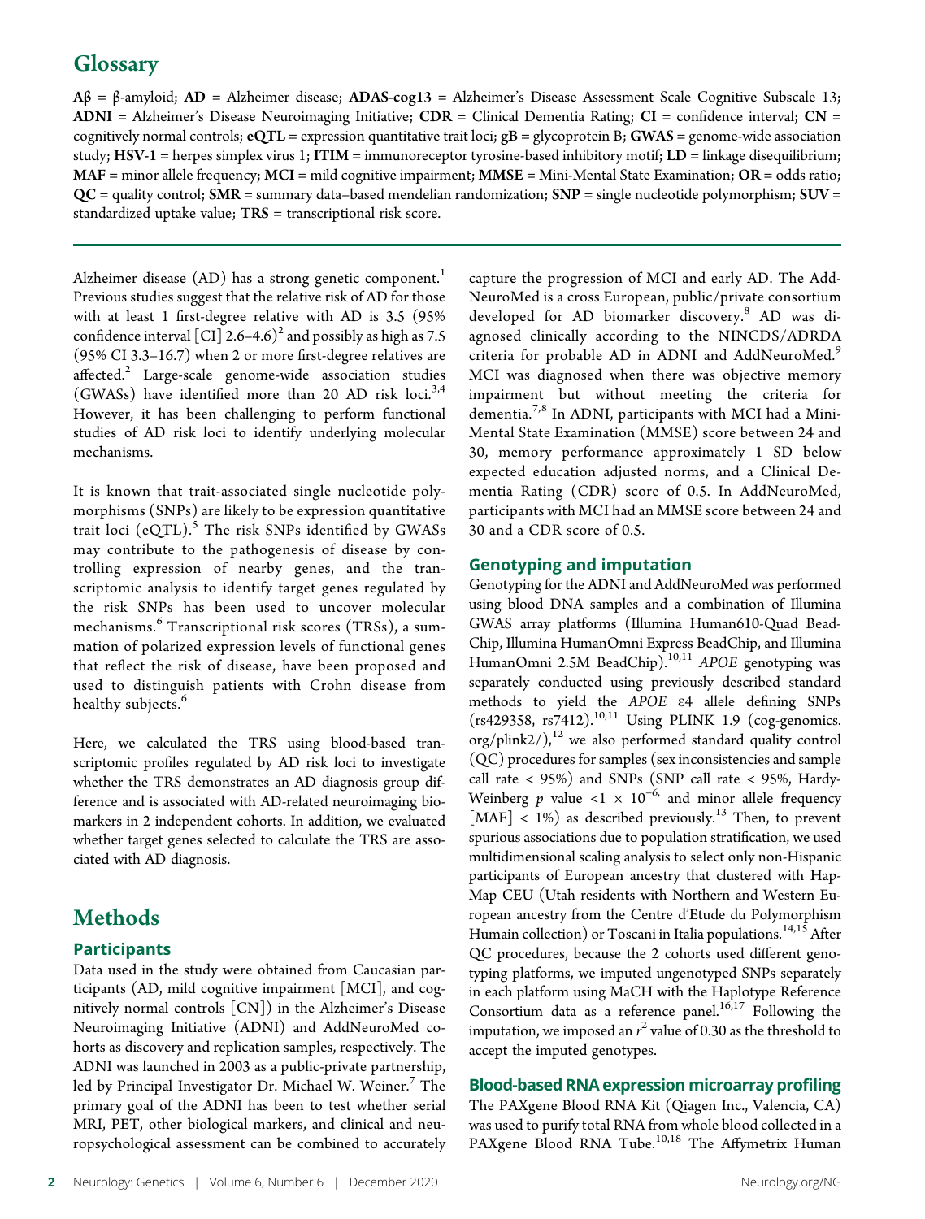## Glossary

**Aβ** = β-amyloid; **AD** = Alzheimer disease; **ADAS-cog13** = Alzheimer's Disease Assessment Scale Cognitive Subscale 13; **ADNI** = Alzheimer's Disease Neuroimaging Initiative; **CDR** = Clinical Dementia Rating; **CI** = confidence interval; **CN** = cognitively normal controls; **eQTL** = expression quantitative trait loci; **gB** = glycoprotein B; **GWAS** = genome-wide association study; **HSV-1** = herpes simplex virus 1; **ITIM** = immunoreceptor tyrosine-based inhibitory motif; **LD** = linkage disequilibrium; **MAF** = minor allele frequency; **MCI** = mild cognitive impairment; **MMSE** = Mini-Mental State Examination; **OR** = odds ratio; **QC** = quality control; **SMR** = summary data–based mendelian randomization; **SNP** = single nucleotide polymorphism; **SUV** = standardized uptake value; **TRS** = transcriptional risk score.

Alzheimer disease (AD) has a strong genetic component.[1] Previous studies suggest that the relative risk of AD for those with at least 1 first-degree relative with AD is 3.5 (95% confidence interval [CI] 2.6–4.6)[2] and possibly as high as 7.5 (95% CI 3.3–16.7) when 2 or more first-degree relatives are affected.[2] Large-scale genome-wide association studies (GWASs) have identified more than 20 AD risk loci.[3,4] However, it has been challenging to perform functional studies of AD risk loci to identify underlying molecular mechanisms.

It is known that trait-associated single nucleotide polymorphisms (SNPs) are likely to be expression quantitative trait loci (eQTL).[5] The risk SNPs identified by GWASs may contribute to the pathogenesis of disease by controlling expression of nearby genes, and the transcriptomic analysis to identify target genes regulated by the risk SNPs has been used to uncover molecular mechanisms.[6] Transcriptional risk scores (TRSs), a summation of polarized expression levels of functional genes that reflect the risk of disease, have been proposed and used to distinguish patients with Crohn disease from healthy subjects.[6]

Here, we calculated the TRS using blood-based transcriptomic profiles regulated by AD risk loci to investigate whether the TRS demonstrates an AD diagnosis group difference and is associated with AD-related neuroimaging biomarkers in 2 independent cohorts. In addition, we evaluated whether target genes selected to calculate the TRS are associated with AD diagnosis.

# Methods

### Participants

Data used in the study were obtained from Caucasian participants (AD, mild cognitive impairment [MCI], and cognitively normal controls [CN]) in the Alzheimer's Disease Neuroimaging Initiative (ADNI) and AddNeuroMed cohorts as discovery and replication samples, respectively. The ADNI was launched in 2003 as a public-private partnership, led by Principal Investigator Dr. Michael W. Weiner.[7] The primary goal of the ADNI has been to test whether serial MRI, PET, other biological markers, and clinical and neuropsychological assessment can be combined to accurately capture the progression of MCI and early AD. The AddNeuroMed is a cross European, public/private consortium developed for AD biomarker discovery.[8] AD was diagnosed clinically according to the NINCDS/ADRDA criteria for probable AD in ADNI and AddNeuroMed.[9] MCI was diagnosed when there was objective memory impairment but without meeting the criteria for dementia.[7,8] In ADNI, participants with MCI had a Mini-Mental State Examination (MMSE) score between 24 and 30, memory performance approximately 1 SD below expected education adjusted norms, and a Clinical Dementia Rating (CDR) score of 0.5. In AddNeuroMed, participants with MCI had an MMSE score between 24 and 30 and a CDR score of 0.5.

### Genotyping and imputation

Genotyping for the ADNI and AddNeuroMed was performed using blood DNA samples and a combination of Illumina GWAS array platforms (Illumina Human610-Quad BeadChip, Illumina HumanOmni Express BeadChip, and Illumina HumanOmni 2.5M BeadChip).[10,11] *APOE* genotyping was separately conducted using previously described standard methods to yield the *APOE* ε4 allele defining SNPs (rs429358, rs7412).[10,11] Using PLINK 1.9 (cog-genomics.org/plink2/),[12] we also performed standard quality control (QC) procedures for samples (sex inconsistencies and sample call rate < 95%) and SNPs (SNP call rate < 95%, Hardy-Weinberg $p$ value $<1 \times 10^{-6}$, and minor allele frequency [MAF] < 1%) as described previously.[13] Then, to prevent spurious associations due to population stratification, we used multidimensional scaling analysis to select only non-Hispanic participants of European ancestry that clustered with HapMap CEU (Utah residents with Northern and Western European ancestry from the Centre d'Etude du Polymorphism Humain collection) or Toscani in Italia populations.[14,15] After QC procedures, because the 2 cohorts used different genotyping platforms, we imputed ungenotyped SNPs separately in each platform using MaCH with the Haplotype Reference Consortium data as a reference panel.[16,17] Following the imputation, we imposed an $r^2$ value of 0.30 as the threshold to accept the imputed genotypes.

### Blood-based RNA expression microarray profiling

The PAXgene Blood RNA Kit (Qiagen Inc., Valencia, CA) was used to purify total RNA from whole blood collected in a PAXgene Blood RNA Tube.[10,18] The Affymetrix Human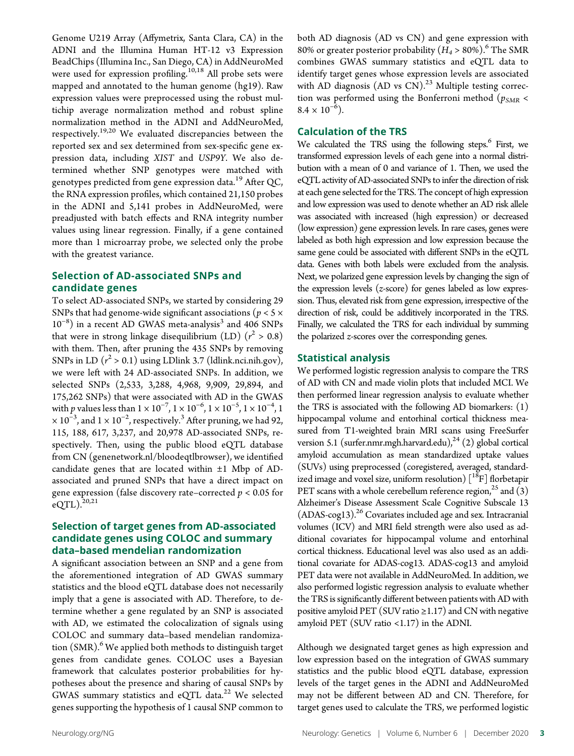Genome U219 Array (Affymetrix, Santa Clara, CA) in the ADNI and the Illumina Human HT-12 v3 Expression BeadChips (Illumina Inc., San Diego, CA) in AddNeuroMed were used for expression profiling.[10,18] All probe sets were mapped and annotated to the human genome (hg19). Raw expression values were preprocessed using the robust multichip average normalization method and robust spline normalization method in the ADNI and AddNeuroMed, respectively.[19,20] We evaluated discrepancies between the reported sex and sex determined from sex-specific gene expression data, including *XIST* and *USP9Y*. We also determined whether SNP genotypes were matched with genotypes predicted from gene expression data.[19] After QC, the RNA expression profiles, which contained 21,150 probes in the ADNI and 5,141 probes in AddNeuroMed, were preadjusted with batch effects and RNA integrity number values using linear regression. Finally, if a gene contained more than 1 microarray probe, we selected only the probe with the greatest variance.

### Selection of AD-associated SNPs and candidate genes

To select AD-associated SNPs, we started by considering 29 SNPs that had genome-wide significant associations ($p < 5 \times 10^{-8}$) in a recent AD GWAS meta-analysis[3] and 406 SNPs that were in strong linkage disequilibrium (LD) ($r^2 > 0.8$) with them. Then, after pruning the 435 SNPs by removing SNPs in LD ($r^2 > 0.1$) using LDlink 3.7 (ldlink.nci.nih.gov), we were left with 24 AD-associated SNPs. In addition, we selected SNPs (2,533, 3,288, 4,968, 9,909, 29,894, and 175,262 SNPs) that were associated with AD in the GWAS with $p$ values less than $1 \times 10^{-7}$, $1 \times 10^{-6}$, $1 \times 10^{-5}$, $1 \times 10^{-4}$, $1 \times 10^{-3}$, and $1 \times 10^{-2}$, respectively.[3] After pruning, we had 92, 115, 188, 617, 3,237, and 20,978 AD-associated SNPs, respectively. Then, using the public blood eQTL database from CN (genenetwork.nl/bloodeqtlbrowser), we identified candidate genes that are located within ±1 Mbp of AD-associated and pruned SNPs that have a direct impact on gene expression (false discovery rate–corrected $p < 0.05$ for eQTL).[20,21]

### Selection of target genes from AD-associated candidate genes using COLOC and summary data–based mendelian randomization

A significant association between an SNP and a gene from the aforementioned integration of AD GWAS summary statistics and the blood eQTL database does not necessarily imply that a gene is associated with AD. Therefore, to determine whether a gene regulated by an SNP is associated with AD, we estimated the colocalization of signals using COLOC and summary data–based mendelian randomization (SMR).[6] We applied both methods to distinguish target genes from candidate genes. COLOC uses a Bayesian framework that calculates posterior probabilities for hypotheses about the presence and sharing of causal SNPs by GWAS summary statistics and eQTL data.[22] We selected genes supporting the hypothesis of 1 causal SNP common to both AD diagnosis (AD vs CN) and gene expression with 80% or greater posterior probability ($H_4 > 80\%$).[6] The SMR combines GWAS summary statistics and eQTL data to identify target genes whose expression levels are associated with AD diagnosis (AD vs CN).[23] Multiple testing correction was performed using the Bonferroni method ($p_{SMR} < 8.4 \times 10^{-6}$).

### Calculation of the TRS

We calculated the TRS using the following steps.[6] First, we transformed expression levels of each gene into a normal distribution with a mean of 0 and variance of 1. Then, we used the eQTL activity of AD-associated SNPs to infer the direction of risk at each gene selected for the TRS. The concept of high expression and low expression was used to denote whether an AD risk allele was associated with increased (high expression) or decreased (low expression) gene expression levels. In rare cases, genes were labeled as both high expression and low expression because the same gene could be associated with different SNPs in the eQTL data. Genes with both labels were excluded from the analysis. Next, we polarized gene expression levels by changing the sign of the expression levels ($z$-score) for genes labeled as low expression. Thus, elevated risk from gene expression, irrespective of the direction of risk, could be additively incorporated in the TRS. Finally, we calculated the TRS for each individual by summing the polarized $z$-scores over the corresponding genes.

### Statistical analysis

We performed logistic regression analysis to compare the TRS of AD with CN and made violin plots that included MCI. We then performed linear regression analysis to evaluate whether the TRS is associated with the following AD biomarkers: (1) hippocampal volume and entorhinal cortical thickness measured from T1-weighted brain MRI scans using FreeSurfer version 5.1 (surfer.nmr.mgh.harvard.edu),[24] (2) global cortical amyloid accumulation as mean standardized uptake values (SUVs) using preprocessed (coregistered, averaged, standardized image and voxel size, uniform resolution) [$^{18}$F] florbetapir PET scans with a whole cerebellum reference region,[25] and (3) Alzheimer's Disease Assessment Scale Cognitive Subscale 13 (ADAS-cog13).[26] Covariates included age and sex. Intracranial volumes (ICV) and MRI field strength were also used as additional covariates for hippocampal volume and entorhinal cortical thickness. Educational level was also used as an additional covariate for ADAS-cog13. ADAS-cog13 and amyloid PET data were not available in AddNeuroMed. In addition, we also performed logistic regression analysis to evaluate whether the TRS is significantly different between patients with AD with positive amyloid PET (SUV ratio ≥1.17) and CN with negative amyloid PET (SUV ratio <1.17) in the ADNI.

Although we designated target genes as high expression and low expression based on the integration of GWAS summary statistics and the public blood eQTL database, expression levels of the target genes in the ADNI and AddNeuroMed may not be different between AD and CN. Therefore, for target genes used to calculate the TRS, we performed logistic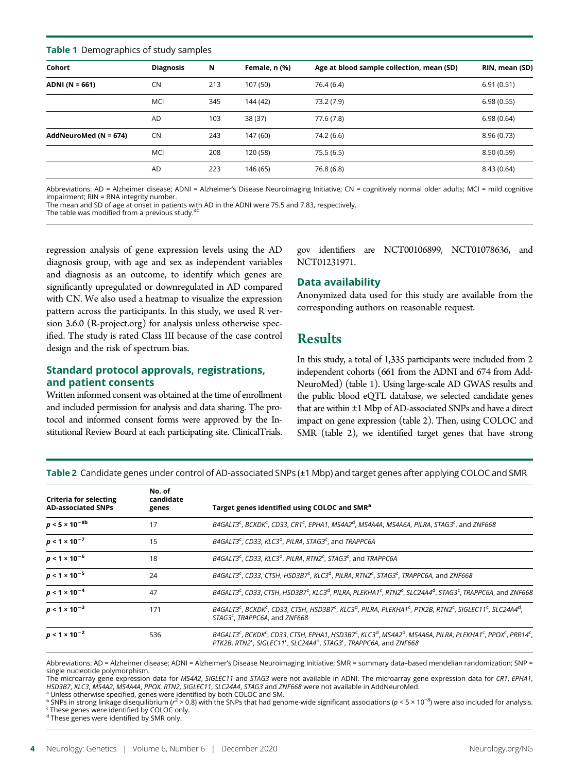**Table 1** Demographics of study samples

| Cohort | Diagnosis | N | Female, n (%) | Age at blood sample collection, mean (SD) | RIN, mean (SD) |
|---|---|---|---|---|---|
| **ADNI (N = 661)** | CN | 213 | 107 (50) | 76.4 (6.4) | 6.91 (0.51) |
| | MCI | 345 | 144 (42) | 73.2 (7.9) | 6.98 (0.55) |
| | AD | 103 | 38 (37) | 77.6 (7.8) | 6.98 (0.64) |
| **AddNeuroMed (N = 674)** | CN | 243 | 147 (60) | 74.2 (6.6) | 8.96 (0.73) |
| | MCI | 208 | 120 (58) | 75.5 (6.5) | 8.50 (0.59) |
| | AD | 223 | 146 (65) | 76.8 (6.8) | 8.43 (0.64) |

Abbreviations: AD = Alzheimer disease; ADNI = Alzheimer's Disease Neuroimaging Initiative; CN = cognitively normal older adults; MCI = mild cognitive impairment; RIN = RNA integrity number.
The mean and SD of age at onset in patients with AD in the ADNI were 75.5 and 7.83, respectively.
The table was modified from a previous study.[40]

regression analysis of gene expression levels using the AD diagnosis group, with age and sex as independent variables and diagnosis as an outcome, to identify which genes are significantly upregulated or downregulated in AD compared with CN. We also used a heatmap to visualize the expression pattern across the participants. In this study, we used R version 3.6.0 (R-project.org) for analysis unless otherwise specified. The study is rated Class III because of the case control design and the risk of spectrum bias.

## Standard protocol approvals, registrations, and patient consents

Written informed consent was obtained at the time of enrollment and included permission for analysis and data sharing. The protocol and informed consent forms were approved by the Institutional Review Board at each participating site. ClinicalTrials.gov identifiers are NCT00106899, NCT01078636, and NCT01231971.

## Data availability

Anonymized data used for this study are available from the corresponding authors on reasonable request.

# Results

In this study, a total of 1,335 participants were included from 2 independent cohorts (661 from the ADNI and 674 from AddNeuroMed) (table 1). Using large-scale AD GWAS results and the public blood eQTL database, we selected candidate genes that are within ±1 Mbp of AD-associated SNPs and have a direct impact on gene expression (table 2). Then, using COLOC and SMR (table 2), we identified target genes that have strong

**Table 2** Candidate genes under control of AD-associated SNPs (±1 Mbp) and target genes after applying COLOC and SMR

| Criteria for selecting AD-associated SNPs | No. of candidate genes | Target genes identified using COLOC and SMR[a] |
|---|---|---|
| $p < 5 \times 10^{-8}$[b] | 17 | *B4GALT3*[c], *BCKDK*[c], *CD33*, *CR1*[c], *EPHA1*, *MS4A2*[d], *MS4A4A*, *MS4A6A*, *PILRA*, *STAG3*[c], and *ZNF668* |
| $p < 1 \times 10^{-7}$ | 15 | *B4GALT3*[c], *CD33*, *KLC3*[d], *PILRA*, *STAG3*[c], and *TRAPPC6A* |
| $p < 1 \times 10^{-6}$ | 18 | *B4GALT3*[c], *CD33*, *KLC3*[d], *PILRA*, *RTN2*[c], *STAG3*[c], and *TRAPPC6A* |
| $p < 1 \times 10^{-5}$ | 24 | *B4GALT3*[c], *CD33*, *CTSH*, *HSD3B7*[c], *KLC3*[d], *PILRA*, *RTN2*[c], *STAG3*[c], *TRAPPC6A*, and *ZNF668* |
| $p < 1 \times 10^{-4}$ | 47 | *B4GALT3*[c], *CD33*, *CTSH*, *HSD3B7*[c], *KLC3*[d], *PILRA*, *PLEKHA1*[c], *RTN2*[c], *SLC24A4*[d], *STAG3*[c], *TRAPPC6A*, and *ZNF668* |
| $p < 1 \times 10^{-3}$ | 171 | *B4GALT3*[c], *BCKDK*[c], *CD33*, *CTSH*, *HSD3B7*[c], *KLC3*[d], *PILRA*, *PLEKHA1*[c], *PTK2B*, *RTN2*[c], *SIGLEC11*[c], *SLC24A4*[d], *STAG3*[c], *TRAPPC6A*, and *ZNF668* |
| $p < 1 \times 10^{-2}$ | 536 | *B4GALT3*[c], *BCKDK*[c], *CD33*, *CTSH*, *EPHA1*, *HSD3B7*[c], *KLC3*[d], *MS4A2*[d], *MS4A6A*, *PILRA*, *PLEKHA1*[c], *PPOX*[c], *PRR14*[c], *PTK2B*, *RTN2*[c], *SIGLEC11*[c], *SLC24A4*[d], *STAG3*[c], *TRAPPC6A*, and *ZNF668* |

Abbreviations: AD = Alzheimer disease; ADNI = Alzheimer's Disease Neuroimaging Initiative; SMR = summary data–based mendelian randomization; SNP = single nucleotide polymorphism.
The microarray gene expression data for *MS4A2*, *SIGLEC11* and *STAG3* were not available in ADNI. The microarray gene expression data for *CR1*, *EPHA1*, *HSD3B7*, *KLC3*, *MS4A2*, *MS4A4A*, *PPOX*, *RTN2*, *SIGLEC11*, *SLC24A4*, *STAG3* and *ZNF668* were not available in AddNeuroMed.
[a] Unless otherwise specified, genes were identified by both COLOC and SM.
[b] SNPs in strong linkage disequilibrium ($r^2 > 0.8$) with the SNPs that had genome-wide significant associations ($p < 5 \times 10^{-8}$) were also included for analysis.
[c] These genes were identified by COLOC only.
[d] These genes were identified by SMR only.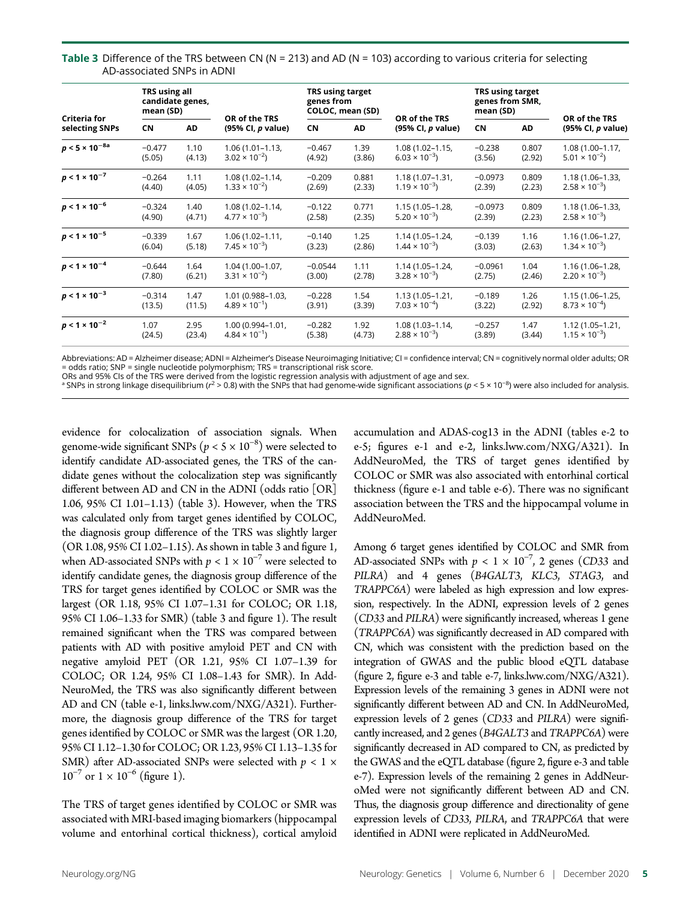**Table 3** Difference of the TRS between CN (N = 213) and AD (N = 103) according to various criteria for selecting AD-associated SNPs in ADNI

| Criteria for selecting SNPs | TRS using all candidate genes, mean (SD) | | OR of the TRS (95% CI, $p$ value) | TRS using target genes from COLOC, mean (SD) | | OR of the TRS (95% CI, $p$ value) | TRS using target genes from SMR, mean (SD) | | OR of the TRS (95% CI, $p$ value) |
|---|---|---|---|---|---|---|---|---|---|
| | CN | AD | | CN | AD | | CN | AD | |
| $p < 5 \times 10^{-8}$[a] | −0.477 (5.05) | 1.10 (4.13) | 1.06 (1.01–1.13, $3.02 \times 10^{-2}$) | −0.467 (4.92) | 1.39 (3.86) | 1.08 (1.02–1.15, $6.03 \times 10^{-3}$) | −0.238 (3.56) | 0.807 (2.92) | 1.08 (1.00–1.17, $5.01 \times 10^{-2}$) |
| $p < 1 \times 10^{-7}$ | −0.264 (4.40) | 1.11 (4.05) | 1.08 (1.02–1.14, $1.33 \times 10^{-2}$) | −0.209 (2.69) | 0.881 (2.33) | 1.18 (1.07–1.31, $1.19 \times 10^{-3}$) | −0.0973 (2.39) | 0.809 (2.23) | 1.18 (1.06–1.33, $2.58 \times 10^{-3}$) |
| $p < 1 \times 10^{-6}$ | −0.324 (4.90) | 1.40 (4.71) | 1.08 (1.02–1.14, $4.77 \times 10^{-3}$) | −0.122 (2.58) | 0.771 (2.35) | 1.15 (1.05–1.28, $5.20 \times 10^{-3}$) | −0.0973 (2.39) | 0.809 (2.23) | 1.18 (1.06–1.33, $2.58 \times 10^{-3}$) |
| $p < 1 \times 10^{-5}$ | −0.339 (6.04) | 1.67 (5.18) | 1.06 (1.02–1.11, $7.45 \times 10^{-3}$) | −0.140 (3.23) | 1.25 (2.86) | 1.14 (1.05–1.24, $1.44 \times 10^{-3}$) | −0.139 (3.03) | 1.16 (2.63) | 1.16 (1.06–1.27, $1.34 \times 10^{-3}$) |
| $p < 1 \times 10^{-4}$ | −0.644 (7.80) | 1.64 (6.21) | 1.04 (1.00–1.07, $3.31 \times 10^{-2}$) | −0.0544 (3.00) | 1.11 (2.78) | 1.14 (1.05–1.24, $3.28 \times 10^{-3}$) | −0.0961 (2.75) | 1.04 (2.46) | 1.16 (1.06–1.28, $2.20 \times 10^{-3}$) |
| $p < 1 \times 10^{-3}$ | −0.314 (13.5) | 1.47 (11.5) | 1.01 (0.988–1.03, $4.89 \times 10^{-1}$) | −0.228 (3.91) | 1.54 (3.39) | 1.13 (1.05–1.21, $7.03 \times 10^{-4}$) | −0.189 (3.22) | 1.26 (2.92) | 1.15 (1.06–1.25, $8.73 \times 10^{-4}$) |
| $p < 1 \times 10^{-2}$ | 1.07 (24.5) | 2.95 (23.4) | 1.00 (0.994–1.01, $4.84 \times 10^{-1}$) | −0.282 (5.38) | 1.92 (4.73) | 1.08 (1.03–1.14, $2.88 \times 10^{-3}$) | −0.257 (3.89) | 1.47 (3.44) | 1.12 (1.05–1.21, $1.15 \times 10^{-3}$) |

Abbreviations: AD = Alzheimer disease; ADNI = Alzheimer's Disease Neuroimaging Initiative; CI = confidence interval; CN = cognitively normal older adults; OR = odds ratio; SNP = single nucleotide polymorphism; TRS = transcriptional risk score.
ORs and 95% CIs of the TRS were derived from the logistic regression analysis with adjustment of age and sex.
[a] SNPs in strong linkage disequilibrium ($r^2 > 0.8$) with the SNPs that had genome-wide significant associations ($p < 5 \times 10^{-8}$) were also included for analysis.

evidence for colocalization of association signals. When genome-wide significant SNPs ($p < 5 \times 10^{-8}$) were selected to identify candidate AD-associated genes, the TRS of the candidate genes without the colocalization step was significantly different between AD and CN in the ADNI (odds ratio [OR] 1.06, 95% CI 1.01–1.13) (table 3). However, when the TRS was calculated only from target genes identified by COLOC, the diagnosis group difference of the TRS was slightly larger (OR 1.08, 95% CI 1.02–1.15). As shown in table 3 and figure 1, when AD-associated SNPs with $p < 1 \times 10^{-7}$ were selected to identify candidate genes, the diagnosis group difference of the TRS for target genes identified by COLOC or SMR was the largest (OR 1.18, 95% CI 1.07–1.31 for COLOC; OR 1.18, 95% CI 1.06–1.33 for SMR) (table 3 and figure 1). The result remained significant when the TRS was compared between patients with AD with positive amyloid PET and CN with negative amyloid PET (OR 1.21, 95% CI 1.07–1.39 for COLOC; OR 1.24, 95% CI 1.08–1.43 for SMR). In AddNeuroMed, the TRS was also significantly different between AD and CN (table e-1, links.lww.com/NXG/A321). Furthermore, the diagnosis group difference of the TRS for target genes identified by COLOC or SMR was the largest (OR 1.20, 95% CI 1.12–1.30 for COLOC; OR 1.23, 95% CI 1.13–1.35 for SMR) after AD-associated SNPs were selected with $p < 1 \times 10^{-7}$ or $1 \times 10^{-6}$ (figure 1).

The TRS of target genes identified by COLOC or SMR was associated with MRI-based imaging biomarkers (hippocampal volume and entorhinal cortical thickness), cortical amyloid accumulation and ADAS-cog13 in the ADNI (tables e-2 to e-5; figures e-1 and e-2, links.lww.com/NXG/A321). In AddNeuroMed, the TRS of target genes identified by COLOC or SMR was also associated with entorhinal cortical thickness (figure e-1 and table e-6). There was no significant association between the TRS and the hippocampal volume in AddNeuroMed.

Among 6 target genes identified by COLOC and SMR from AD-associated SNPs with $p < 1 \times 10^{-7}$, 2 genes (*CD33* and *PILRA*) and 4 genes (*B4GALT3*, *KLC3*, *STAG3*, and *TRAPPC6A*) were labeled as high expression and low expression, respectively. In the ADNI, expression levels of 2 genes (*CD33* and *PILRA*) were significantly increased, whereas 1 gene (*TRAPPC6A*) was significantly decreased in AD compared with CN, which was consistent with the prediction based on the integration of GWAS and the public blood eQTL database (figure 2, figure e-3 and table e-7, links.lww.com/NXG/A321). Expression levels of the remaining 3 genes in ADNI were not significantly different between AD and CN. In AddNeuroMed, expression levels of 2 genes (*CD33* and *PILRA*) were significantly increased, and 2 genes (*B4GALT3* and *TRAPPC6A*) were significantly decreased in AD compared to CN, as predicted by the GWAS and the eQTL database (figure 2, figure e-3 and table e-7). Expression levels of the remaining 2 genes in AddNeuroMed were not significantly different between AD and CN. Thus, the diagnosis group difference and directionality of gene expression levels of *CD33*, *PILRA*, and *TRAPPC6A* that were identified in ADNI were replicated in AddNeuroMed.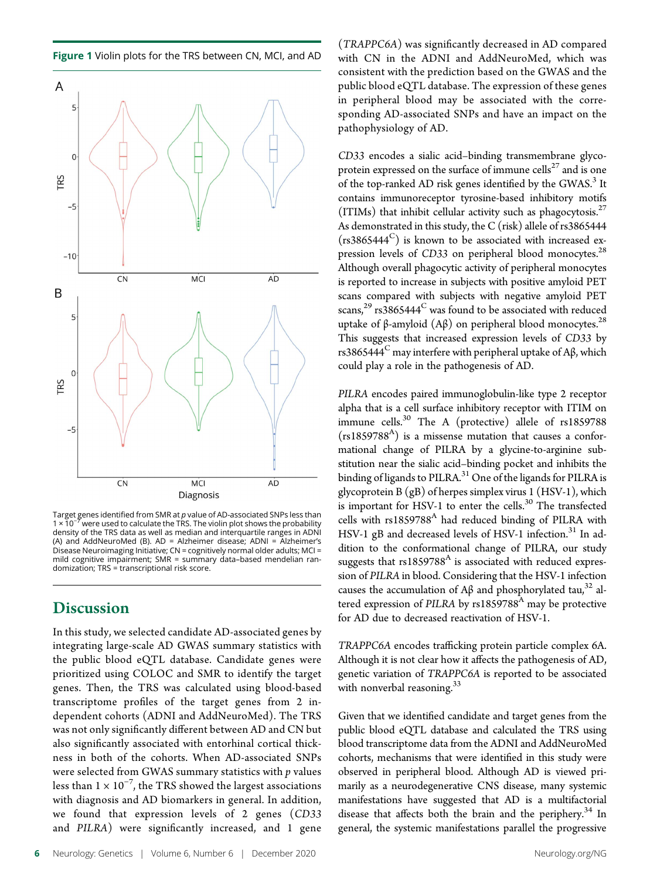**Figure 1** Violin plots for the TRS between CN, MCI, and AD

Target genes identified from SMR at *p* value of AD-associated SNPs less than $1 \times 10^{-7}$ were used to calculate the TRS. The violin plot shows the probability density of the TRS data as well as median and interquartile ranges in ADNI (A) and AddNeuroMed (B). AD = Alzheimer disease; ADNI = Alzheimer's Disease Neuroimaging Initiative; CN = cognitively normal older adults; MCI = mild cognitive impairment; SMR = summary data–based mendelian randomization; TRS = transcriptional risk score.

## Discussion

In this study, we selected candidate AD-associated genes by integrating large-scale AD GWAS summary statistics with the public blood eQTL database. Candidate genes were prioritized using COLOC and SMR to identify the target genes. Then, the TRS was calculated using blood-based transcriptome profiles of the target genes from 2 independent cohorts (ADNI and AddNeuroMed). The TRS was not only significantly different between AD and CN but also significantly associated with entorhinal cortical thickness in both of the cohorts. When AD-associated SNPs were selected from GWAS summary statistics with *p* values less than $1 \times 10^{-7}$, the TRS showed the largest associations with diagnosis and AD biomarkers in general. In addition, we found that expression levels of 2 genes (*CD33* and *PILRA*) were significantly increased, and 1 gene (*TRAPPC6A*) was significantly decreased in AD compared with CN in the ADNI and AddNeuroMed, which was consistent with the prediction based on the GWAS and the public blood eQTL database. The expression of these genes in peripheral blood may be associated with the corresponding AD-associated SNPs and have an impact on the pathophysiology of AD.

*CD33* encodes a sialic acid–binding transmembrane glycoprotein expressed on the surface of immune cells[27] and is one of the top-ranked AD risk genes identified by the GWAS.[3] It contains immunoreceptor tyrosine-based inhibitory motifs (ITIMs) that inhibit cellular activity such as phagocytosis.[27] As demonstrated in this study, the C (risk) allele of rs3865444 ($rs3865444^{C}$) is known to be associated with increased expression levels of *CD33* on peripheral blood monocytes.[28] Although overall phagocytic activity of peripheral monocytes is reported to increase in subjects with positive amyloid PET scans compared with subjects with negative amyloid PET scans,[29] $rs3865444^{C}$ was found to be associated with reduced uptake of β-amyloid (Aβ) on peripheral blood monocytes.[28] This suggests that increased expression levels of *CD33* by $rs3865444^{C}$ may interfere with peripheral uptake of Aβ, which could play a role in the pathogenesis of AD.

*PILRA* encodes paired immunoglobulin-like type 2 receptor alpha that is a cell surface inhibitory receptor with ITIM on immune cells.[30] The A (protective) allele of rs1859788 ($rs1859788^{A}$) is a missense mutation that causes a conformational change of PILRA by a glycine-to-arginine substitution near the sialic acid–binding pocket and inhibits the binding of ligands to PILRA.[31] One of the ligands for PILRA is glycoprotein B (gB) of herpes simplex virus 1 (HSV-1), which is important for HSV-1 to enter the cells.[30] The transfected cells with $rs1859788^{A}$ had reduced binding of PILRA with HSV-1 gB and decreased levels of HSV-1 infection.[31] In addition to the conformational change of PILRA, our study suggests that $rs1859788^{A}$ is associated with reduced expression of *PILRA* in blood. Considering that the HSV-1 infection causes the accumulation of Aβ and phosphorylated tau,[32] altered expression of *PILRA* by $rs1859788^{A}$ may be protective for AD due to decreased reactivation of HSV-1.

*TRAPPC6A* encodes trafficking protein particle complex 6A. Although it is not clear how it affects the pathogenesis of AD, genetic variation of *TRAPPC6A* is reported to be associated with nonverbal reasoning.[33]

Given that we identified candidate and target genes from the public blood eQTL database and calculated the TRS using blood transcriptome data from the ADNI and AddNeuroMed cohorts, mechanisms that were identified in this study were observed in peripheral blood. Although AD is viewed primarily as a neurodegenerative CNS disease, many systemic manifestations have suggested that AD is a multifactorial disease that affects both the brain and the periphery.[34] In general, the systemic manifestations parallel the progressive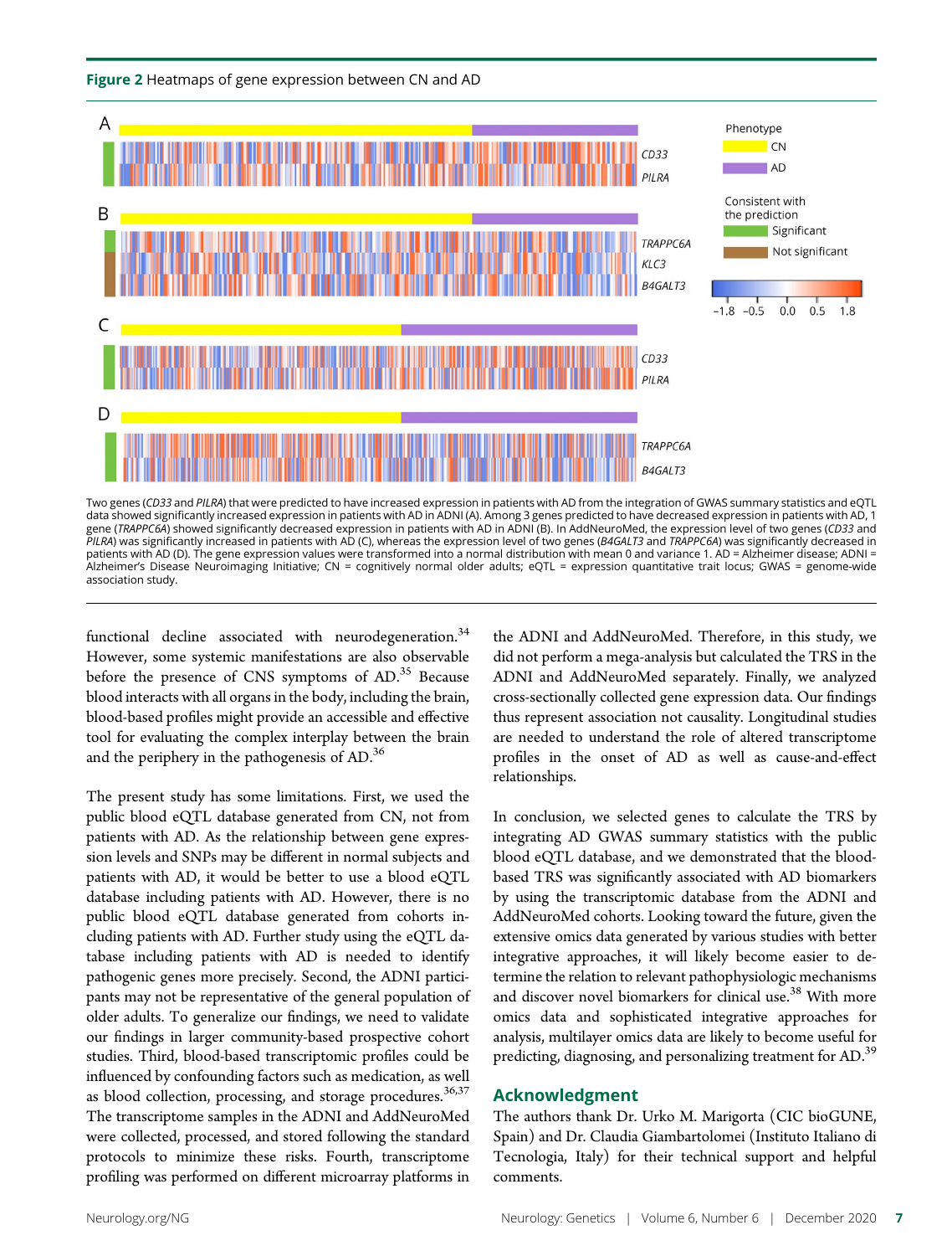**Figure 2** Heatmaps of gene expression between CN and AD

A

CD33
PILRA

B

TRAPPC6A
KLC3
B4GALT3

C

CD33
PILRA

D

TRAPPC6A
B4GALT3

Phenotype
CN
AD

Consistent with the prediction
Significant
Not significant

−1.8 −0.5 0.0 0.5 1.8

Two genes (*CD33* and *PILRA*) that were predicted to have increased expression in patients with AD from the integration of GWAS summary statistics and eQTL data showed significantly increased expression in patients with AD in ADNI (A). Among 3 genes predicted to have decreased expression in patients with AD, 1 gene (*TRAPPC6A*) showed significantly decreased expression in patients with AD in ADNI (B). In AddNeuroMed, the expression level of two genes (*CD33* and *PILRA*) was significantly increased in patients with AD (C), whereas the expression level of two genes (*B4GALT3* and *TRAPPC6A*) was significantly decreased in patients with AD (D). The gene expression values were transformed into a normal distribution with mean 0 and variance 1. AD = Alzheimer disease; ADNI = Alzheimer's Disease Neuroimaging Initiative; CN = cognitively normal older adults; eQTL = expression quantitative trait locus; GWAS = genome-wide association study.

functional decline associated with neurodegeneration.[34] However, some systemic manifestations are also observable before the presence of CNS symptoms of AD.[35] Because blood interacts with all organs in the body, including the brain, blood-based profiles might provide an accessible and effective tool for evaluating the complex interplay between the brain and the periphery in the pathogenesis of AD.[36]

The present study has some limitations. First, we used the public blood eQTL database generated from CN, not from patients with AD. As the relationship between gene expression levels and SNPs may be different in normal subjects and patients with AD, it would be better to use a blood eQTL database including patients with AD. However, there is no public blood eQTL database generated from cohorts including patients with AD. Further study using the eQTL database including patients with AD is needed to identify pathogenic genes more precisely. Second, the ADNI participants may not be representative of the general population of older adults. To generalize our findings, we need to validate our findings in larger community-based prospective cohort studies. Third, blood-based transcriptomic profiles could be influenced by confounding factors such as medication, as well as blood collection, processing, and storage procedures.[36,37] The transcriptome samples in the ADNI and AddNeuroMed were collected, processed, and stored following the standard protocols to minimize these risks. Fourth, transcriptome profiling was performed on different microarray platforms in the ADNI and AddNeuroMed. Therefore, in this study, we did not perform a mega-analysis but calculated the TRS in the ADNI and AddNeuroMed separately. Finally, we analyzed cross-sectionally collected gene expression data. Our findings thus represent association not causality. Longitudinal studies are needed to understand the role of altered transcriptome profiles in the onset of AD as well as cause-and-effect relationships.

In conclusion, we selected genes to calculate the TRS by integrating AD GWAS summary statistics with the public blood eQTL database, and we demonstrated that the blood-based TRS was significantly associated with AD biomarkers by using the transcriptomic database from the ADNI and AddNeuroMed cohorts. Looking toward the future, given the extensive omics data generated by various studies with better integrative approaches, it will likely become easier to determine the relation to relevant pathophysiologic mechanisms and discover novel biomarkers for clinical use.[38] With more omics data and sophisticated integrative approaches for analysis, multilayer omics data are likely to become useful for predicting, diagnosing, and personalizing treatment for AD.[39]

## Acknowledgment

The authors thank Dr. Urko M. Marigorta (CIC bioGUNE, Spain) and Dr. Claudia Giambartolomei (Instituto Italiano di Tecnologia, Italy) for their technical support and helpful comments.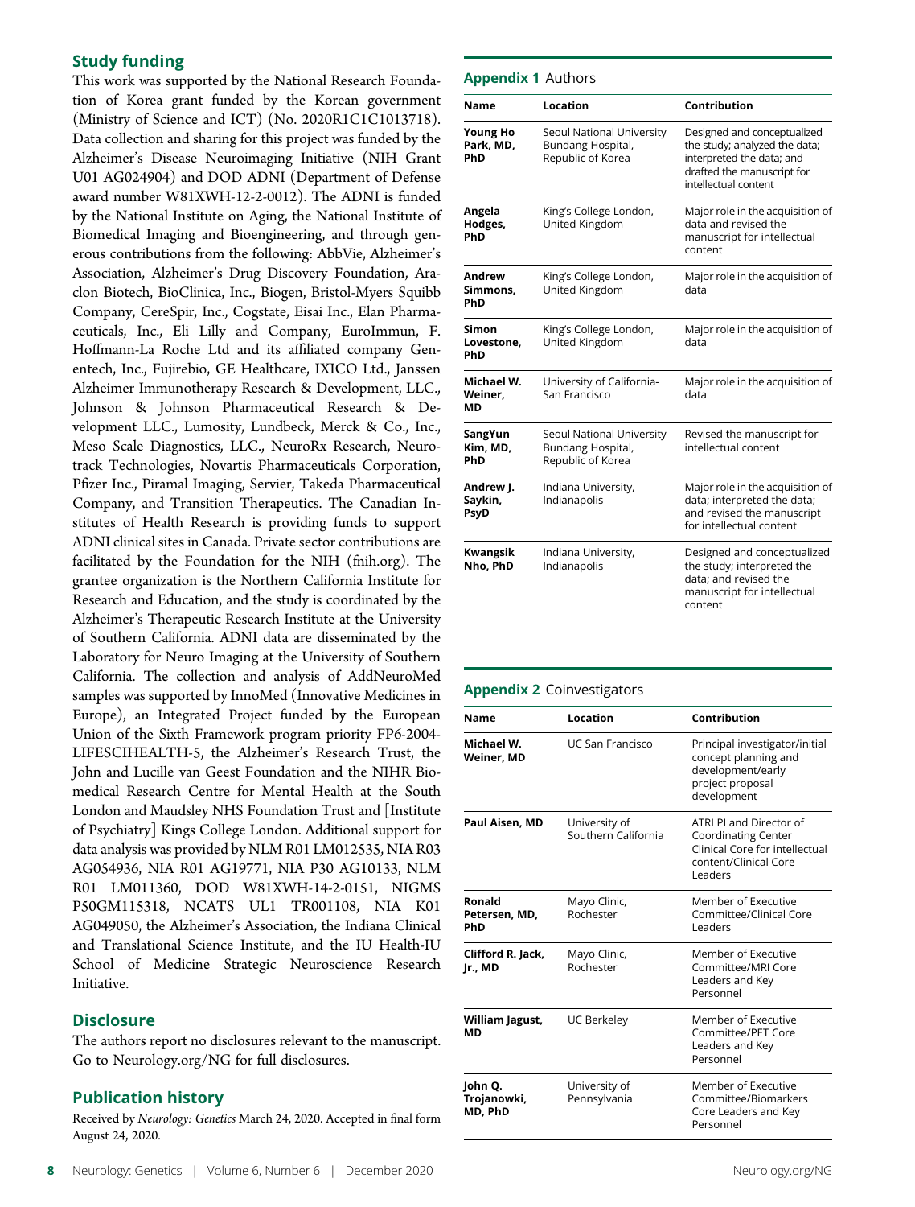## Study funding

This work was supported by the National Research Foundation of Korea grant funded by the Korean government (Ministry of Science and ICT) (No. 2020R1C1C1013718). Data collection and sharing for this project was funded by the Alzheimer's Disease Neuroimaging Initiative (NIH Grant U01 AG024904) and DOD ADNI (Department of Defense award number W81XWH-12-2-0012). The ADNI is funded by the National Institute on Aging, the National Institute of Biomedical Imaging and Bioengineering, and through generous contributions from the following: AbbVie, Alzheimer's Association, Alzheimer's Drug Discovery Foundation, Araclon Biotech, BioClinica, Inc., Biogen, Bristol-Myers Squibb Company, CereSpir, Inc., Cogstate, Eisai Inc., Elan Pharmaceuticals, Inc., Eli Lilly and Company, EuroImmun, F. Hoffmann-La Roche Ltd and its affiliated company Genentech, Inc., Fujirebio, GE Healthcare, IXICO Ltd., Janssen Alzheimer Immunotherapy Research & Development, LLC., Johnson & Johnson Pharmaceutical Research & Development LLC., Lumosity, Lundbeck, Merck & Co., Inc., Meso Scale Diagnostics, LLC., NeuroRx Research, Neurotrack Technologies, Novartis Pharmaceuticals Corporation, Pfizer Inc., Piramal Imaging, Servier, Takeda Pharmaceutical Company, and Transition Therapeutics. The Canadian Institutes of Health Research is providing funds to support ADNI clinical sites in Canada. Private sector contributions are facilitated by the Foundation for the NIH (fnih.org). The grantee organization is the Northern California Institute for Research and Education, and the study is coordinated by the Alzheimer's Therapeutic Research Institute at the University of Southern California. ADNI data are disseminated by the Laboratory for Neuro Imaging at the University of Southern California. The collection and analysis of AddNeuroMed samples was supported by InnoMed (Innovative Medicines in Europe), an Integrated Project funded by the European Union of the Sixth Framework program priority FP6-2004-LIFESCIHEALTH-5, the Alzheimer's Research Trust, the John and Lucille van Geest Foundation and the NIHR Biomedical Research Centre for Mental Health at the South London and Maudsley NHS Foundation Trust and [Institute of Psychiatry] Kings College London. Additional support for data analysis was provided by NLM R01 LM012535, NIA R03 AG054936, NIA R01 AG19771, NIA P30 AG10133, NLM R01 LM011360, DOD W81XWH-14-2-0151, NIGMS P50GM115318, NCATS UL1 TR001108, NIA K01 AG049050, the Alzheimer's Association, the Indiana Clinical and Translational Science Institute, and the IU Health-IU School of Medicine Strategic Neuroscience Research Initiative.

## Disclosure

The authors report no disclosures relevant to the manuscript. Go to Neurology.org/NG for full disclosures.

## Publication history

Received by *Neurology: Genetics* March 24, 2020. Accepted in final form August 24, 2020.

**Appendix 1** Authors

| Name | Location | Contribution |
|---|---|---|
| **Young Ho Park, MD, PhD** | Seoul National University Bundang Hospital, Republic of Korea | Designed and conceptualized the study; analyzed the data; interpreted the data; and drafted the manuscript for intellectual content |
| **Angela Hodges, PhD** | King's College London, United Kingdom | Major role in the acquisition of data and revised the manuscript for intellectual content |
| **Andrew Simmons, PhD** | King's College London, United Kingdom | Major role in the acquisition of data |
| **Simon Lovestone, PhD** | King's College London, United Kingdom | Major role in the acquisition of data |
| **Michael W. Weiner, MD** | University of California-San Francisco | Major role in the acquisition of data |
| **SangYun Kim, MD, PhD** | Seoul National University Bundang Hospital, Republic of Korea | Revised the manuscript for intellectual content |
| **Andrew J. Saykin, PsyD** | Indiana University, Indianapolis | Major role in the acquisition of data; interpreted the data; and revised the manuscript for intellectual content |
| **Kwangsik Nho, PhD** | Indiana University, Indianapolis | Designed and conceptualized the study; interpreted the data; and revised the manuscript for intellectual content |

**Appendix 2** Coinvestigators

| Name | Location | Contribution |
|---|---|---|
| **Michael W. Weiner, MD** | UC San Francisco | Principal investigator/initial concept planning and development/early project proposal development |
| **Paul Aisen, MD** | University of Southern California | ATRI PI and Director of Coordinating Center Clinical Core for intellectual content/Clinical Core Leaders |
| **Ronald Petersen, MD, PhD** | Mayo Clinic, Rochester | Member of Executive Committee/Clinical Core Leaders |
| **Clifford R. Jack, Jr., MD** | Mayo Clinic, Rochester | Member of Executive Committee/MRI Core Leaders and Key Personnel |
| **William Jagust, MD** | UC Berkeley | Member of Executive Committee/PET Core Leaders and Key Personnel |
| **John Q. Trojanowki, MD, PhD** | University of Pennsylvania | Member of Executive Committee/Biomarkers Core Leaders and Key Personnel |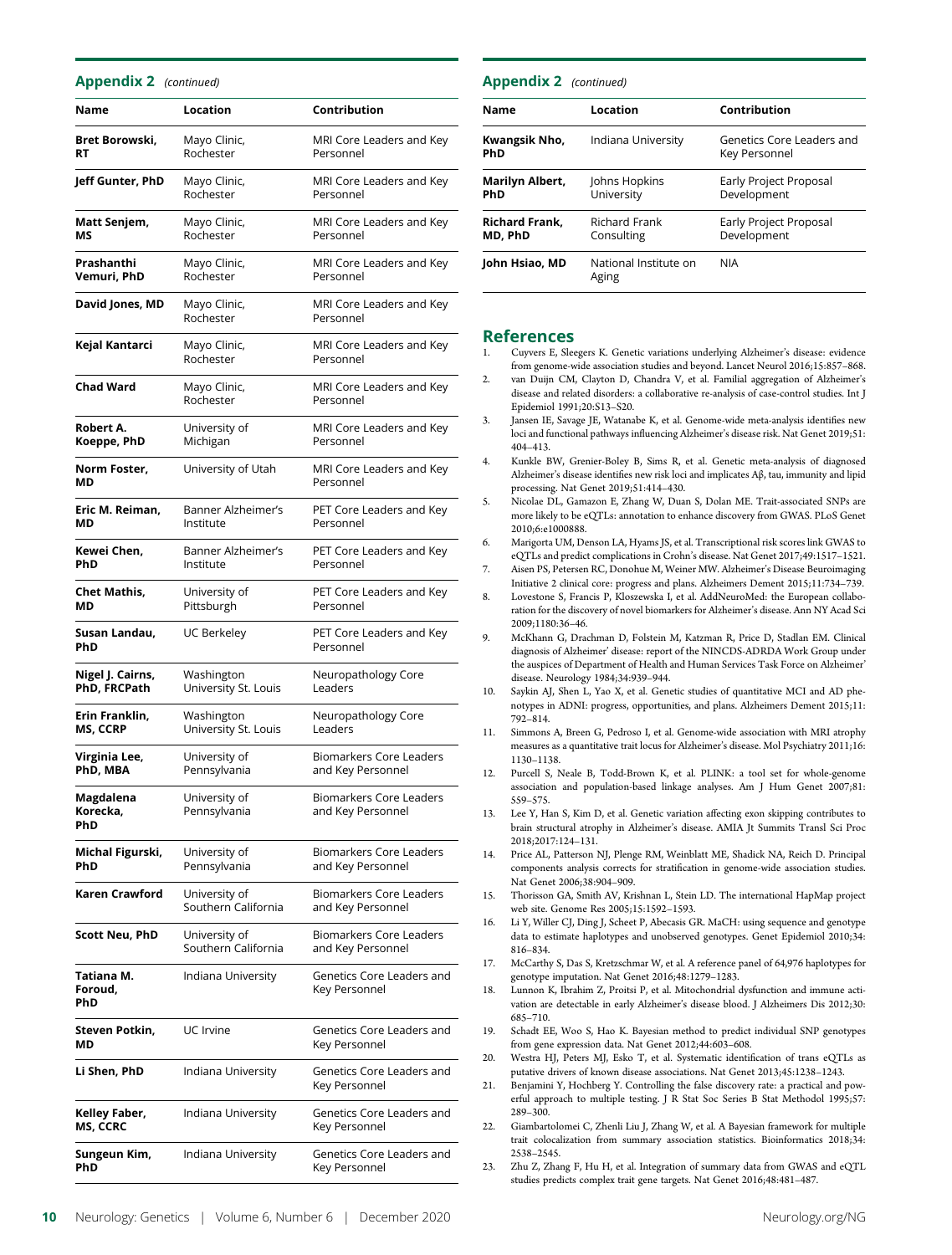## Appendix 2 *(continued)*

| Name | Location | Contribution |
|---|---|---|
| **Bret Borowski, RT** | Mayo Clinic, Rochester | MRI Core Leaders and Key Personnel |
| **Jeff Gunter, PhD** | Mayo Clinic, Rochester | MRI Core Leaders and Key Personnel |
| **Matt Senjem, MS** | Mayo Clinic, Rochester | MRI Core Leaders and Key Personnel |
| **Prashanthi Vemuri, PhD** | Mayo Clinic, Rochester | MRI Core Leaders and Key Personnel |
| **David Jones, MD** | Mayo Clinic, Rochester | MRI Core Leaders and Key Personnel |
| **Kejal Kantarci** | Mayo Clinic, Rochester | MRI Core Leaders and Key Personnel |
| **Chad Ward** | Mayo Clinic, Rochester | MRI Core Leaders and Key Personnel |
| **Robert A. Koeppe, PhD** | University of Michigan | MRI Core Leaders and Key Personnel |
| **Norm Foster, MD** | University of Utah | MRI Core Leaders and Key Personnel |
| **Eric M. Reiman, MD** | Banner Alzheimer's Institute | PET Core Leaders and Key Personnel |
| **Kewei Chen, PhD** | Banner Alzheimer's Institute | PET Core Leaders and Key Personnel |
| **Chet Mathis, MD** | University of Pittsburgh | PET Core Leaders and Key Personnel |
| **Susan Landau, PhD** | UC Berkeley | PET Core Leaders and Key Personnel |
| **Nigel J. Cairns, PhD, FRCPath** | Washington University St. Louis | Neuropathology Core Leaders |
| **Erin Franklin, MS, CCRP** | Washington University St. Louis | Neuropathology Core Leaders |
| **Virginia Lee, PhD, MBA** | University of Pennsylvania | Biomarkers Core Leaders and Key Personnel |
| **Magdalena Korecka, PhD** | University of Pennsylvania | Biomarkers Core Leaders and Key Personnel |
| **Michal Figurski, PhD** | University of Pennsylvania | Biomarkers Core Leaders and Key Personnel |
| **Karen Crawford** | University of Southern California | Biomarkers Core Leaders and Key Personnel |
| **Scott Neu, PhD** | University of Southern California | Biomarkers Core Leaders and Key Personnel |
| **Tatiana M. Foroud, PhD** | Indiana University | Genetics Core Leaders and Key Personnel |
| **Steven Potkin, MD** | UC Irvine | Genetics Core Leaders and Key Personnel |
| **Li Shen, PhD** | Indiana University | Genetics Core Leaders and Key Personnel |
| **Kelley Faber, MS, CCRC** | Indiana University | Genetics Core Leaders and Key Personnel |
| **Sungeun Kim, PhD** | Indiana University | Genetics Core Leaders and Key Personnel |
| **Kwangsik Nho, PhD** | Indiana University | Genetics Core Leaders and Key Personnel |
| **Marilyn Albert, PhD** | Johns Hopkins University | Early Project Proposal Development |
| **Richard Frank, MD, PhD** | Richard Frank Consulting | Early Project Proposal Development |
| **John Hsiao, MD** | National Institute on Aging | NIA |

## References

1. Cuyvers E, Sleegers K. Genetic variations underlying Alzheimer's disease: evidence from genome-wide association studies and beyond. Lancet Neurol 2016;15:857–868.
2. van Duijn CM, Clayton D, Chandra V, et al. Familial aggregation of Alzheimer's disease and related disorders: a collaborative re-analysis of case-control studies. Int J Epidemiol 1991;20:S13–S20.
3. Jansen IE, Savage JE, Watanabe K, et al. Genome-wide meta-analysis identifies new loci and functional pathways influencing Alzheimer's disease risk. Nat Genet 2019;51:404–413.
4. Kunkle BW, Grenier-Boley B, Sims R, et al. Genetic meta-analysis of diagnosed Alzheimer's disease identifies new risk loci and implicates Aβ, tau, immunity and lipid processing. Nat Genet 2019;51:414–430.
5. Nicolae DL, Gamazon E, Zhang W, Duan S, Dolan ME. Trait-associated SNPs are more likely to be eQTLs: annotation to enhance discovery from GWAS. PLoS Genet 2010;6:e1000888.
6. Marigorta UM, Denson LA, Hyams JS, et al. Transcriptional risk scores link GWAS to eQTLs and predict complications in Crohn's disease. Nat Genet 2017;49:1517–1521.
7. Aisen PS, Petersen RC, Donohue M, Weiner MW. Alzheimer's Disease Beuroimaging Initiative 2 clinical core: progress and plans. Alzheimers Dement 2015;11:734–739.
8. Lovestone S, Francis P, Kloszewska I, et al. AddNeuroMed: the European collaboration for the discovery of novel biomarkers for Alzheimer's disease. Ann NY Acad Sci 2009;1180:36–46.
9. McKhann G, Drachman D, Folstein M, Katzman R, Price D, Stadlan EM. Clinical diagnosis of Alzheimer' disease: report of the NINCDS-ADRDA Work Group under the auspices of Department of Health and Human Services Task Force on Alzheimer' disease. Neurology 1984;34:939–944.
10. Saykin AJ, Shen L, Yao X, et al. Genetic studies of quantitative MCI and AD phenotypes in ADNI: progress, opportunities, and plans. Alzheimers Dement 2015;11:792–814.
11. Simmons A, Breen G, Pedroso I, et al. Genome-wide association with MRI atrophy measures as a quantitative trait locus for Alzheimer's disease. Mol Psychiatry 2011;16:1130–1138.
12. Purcell S, Neale B, Todd-Brown K, et al. PLINK: a tool set for whole-genome association and population-based linkage analyses. Am J Hum Genet 2007;81:559–575.
13. Lee Y, Han S, Kim D, et al. Genetic variation affecting exon skipping contributes to brain structural atrophy in Alzheimer's disease. AMIA Jt Summits Transl Sci Proc 2018;2017:124–131.
14. Price AL, Patterson NJ, Plenge RM, Weinblatt ME, Shadick NA, Reich D. Principal components analysis corrects for stratification in genome-wide association studies. Nat Genet 2006;38:904–909.
15. Thorisson GA, Smith AV, Krishnan L, Stein LD. The international HapMap project web site. Genome Res 2005;15:1592–1593.
16. Li Y, Willer CJ, Ding J, Scheet P, Abecasis GR. MaCH: using sequence and genotype data to estimate haplotypes and unobserved genotypes. Genet Epidemiol 2010;34:816–834.
17. McCarthy S, Das S, Kretzschmar W, et al. A reference panel of 64,976 haplotypes for genotype imputation. Nat Genet 2016;48:1279–1283.
18. Lunnon K, Ibrahim Z, Proitsi P, et al. Mitochondrial dysfunction and immune activation are detectable in early Alzheimer's disease blood. J Alzheimers Dis 2012;30:685–710.
19. Schadt EE, Woo S, Hao K. Bayesian method to predict individual SNP genotypes from gene expression data. Nat Genet 2012;44:603–608.
20. Westra HJ, Peters MJ, Esko T, et al. Systematic identification of trans eQTLs as putative drivers of known disease associations. Nat Genet 2013;45:1238–1243.
21. Benjamini Y, Hochberg Y. Controlling the false discovery rate: a practical and powerful approach to multiple testing. J R Stat Soc Series B Stat Methodol 1995;57:289–300.
22. Giambartolomei C, Zhenli Liu J, Zhang W, et al. A Bayesian framework for multiple trait colocalization from summary association statistics. Bioinformatics 2018;34:2538–2545.
23. Zhu Z, Zhang F, Hu H, et al. Integration of summary data from GWAS and eQTL studies predicts complex trait gene targets. Nat Genet 2016;48:481–487.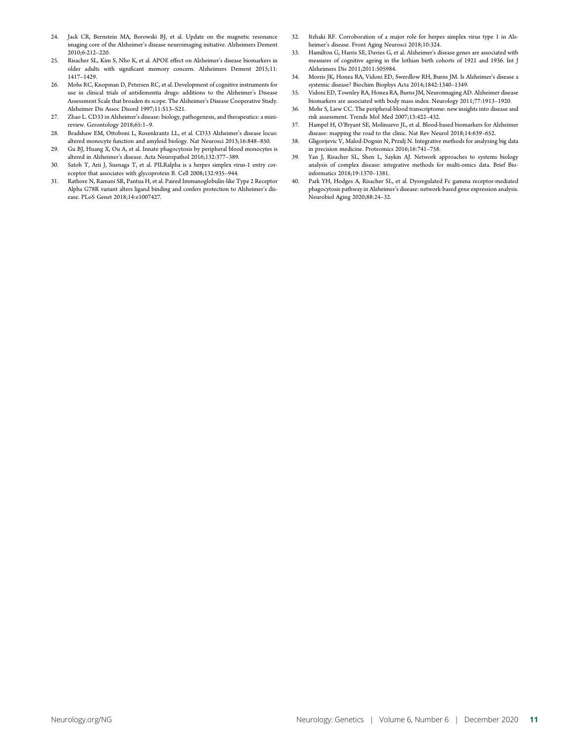24. Jack CR, Bernstein MA, Borowski BJ, et al. Update on the magnetic resonance imaging core of the Alzheimer's disease neuroimaging initiative. Alzheimers Dement 2010;6:212–220.
25. Risacher SL, Kim S, Nho K, et al. APOE effect on Alzheimer's disease biomarkers in older adults with significant memory concern. Alzheimers Dement 2015;11: 1417–1429.
26. Mohs RC, Knopman D, Petersen RC, et al. Development of cognitive instruments for use in clinical trials of antidementia drugs: additions to the Alzheimer's Disease Assessment Scale that broaden its scope. The Alzheimer's Disease Cooperative Study. Alzheimer Dis Assoc Disord 1997;11:S13–S21.
27. Zhao L. CD33 in Alzheimer's disease: biology, pathogenesis, and therapeutics: a mini-review. Gerontology 2018;65:1–9.
28. Bradshaw EM, Ottoboni L, Rosenkrantz LL, et al. CD33 Alzheimer's disease locus: altered monocyte function and amyloid biology. Nat Neurosci 2013;16:848–850.
29. Gu BJ, Huang X, Ou A, et al. Innate phagocytosis by peripheral blood monocytes is altered in Alzheimer's disease. Acta Neuropathol 2016;132:377–389.
30. Satoh T, Arii J, Suenaga T, et al. PILRalpha is a herpes simplex virus-1 entry coreceptor that associates with glycoprotein B. Cell 2008;132:935–944.
31. Rathore N, Ramani SR, Pantua H, et al. Paired Immunoglobulin-like Type 2 Receptor Alpha G78R variant alters ligand binding and confers protection to Alzheimer's disease. PLoS Genet 2018;14:e1007427.
32. Itzhaki RF. Corroboration of a major role for herpes simplex virus type 1 in Alzheimer's disease. Front Aging Neurosci 2018;10:324.
33. Hamilton G, Harris SE, Davies G, et al. Alzheimer's disease genes are associated with measures of cognitive ageing in the lothian birth cohorts of 1921 and 1936. Int J Alzheimers Dis 2011;2011:505984.
34. Morris JK, Honea RA, Vidoni ED, Swerdlow RH, Burns JM. Is Alzheimer's disease a systemic disease? Biochim Biophys Acta 2014;1842:1340–1349.
35. Vidoni ED, Townley RA, Honea RA, Burns JM, Neuroimaging AD. Alzheimer disease biomarkers are associated with body mass index. Neurology 2011;77:1913–1920.
36. Mohr S, Liew CC. The peripheral-blood transcriptome: new insights into disease and risk assessment. Trends Mol Med 2007;13:422–432.
37. Hampel H, O'Bryant SE, Molinuevo JL, et al. Blood-based biomarkers for Alzheimer disease: mapping the road to the clinic. Nat Rev Neurol 2018;14:639–652.
38. Gligorijevic V, Malod-Dognin N, Przulj N. Integrative methods for analyzing big data in precision medicine. Proteomics 2016;16:741–758.
39. Yan J, Risacher SL, Shen L, Saykin AJ. Network approaches to systems biology analysis of complex disease: integrative methods for multi-omics data. Brief Bioinformatics 2018;19:1370–1381.
40. Park YH, Hodges A, Risacher SL, et al. Dysregulated Fc gamma receptor-mediated phagocytosis pathway in Alzheimer's disease: network-based gene expression analysis. Neurobiol Aging 2020;88:24–32.